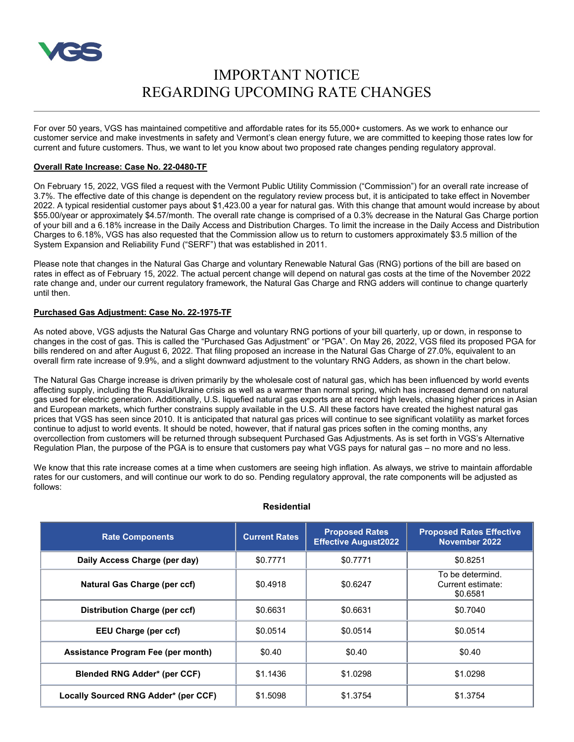VGS

# IMPORTANT NOTICE
# REGARDING UPCOMING RATE CHANGES

For over 50 years, VGS has maintained competitive and affordable rates for its 55,000+ customers. As we work to enhance our customer service and make investments in safety and Vermont's clean energy future, we are committed to keeping those rates low for current and future customers. Thus, we want to let you know about two proposed rate changes pending regulatory approval.

**Overall Rate Increase: Case No. 22-0480-TF**

On February 15, 2022, VGS filed a request with the Vermont Public Utility Commission ("Commission") for an overall rate increase of 3.7%. The effective date of this change is dependent on the regulatory review process but, it is anticipated to take effect in November 2022. A typical residential customer pays about $1,423.00 a year for natural gas. With this change that amount would increase by about $55.00/year or approximately $4.57/month. The overall rate change is comprised of a 0.3% decrease in the Natural Gas Charge portion of your bill and a 6.18% increase in the Daily Access and Distribution Charges. To limit the increase in the Daily Access and Distribution Charges to 6.18%, VGS has also requested that the Commission allow us to return to customers approximately $3.5 million of the System Expansion and Reliability Fund ("SERF") that was established in 2011.

Please note that changes in the Natural Gas Charge and voluntary Renewable Natural Gas (RNG) portions of the bill are based on rates in effect as of February 15, 2022. The actual percent change will depend on natural gas costs at the time of the November 2022 rate change and, under our current regulatory framework, the Natural Gas Charge and RNG adders will continue to change quarterly until then.

**Purchased Gas Adjustment: Case No. 22-1975-TF**

As noted above, VGS adjusts the Natural Gas Charge and voluntary RNG portions of your bill quarterly, up or down, in response to changes in the cost of gas. This is called the "Purchased Gas Adjustment" or "PGA". On May 26, 2022, VGS filed its proposed PGA for bills rendered on and after August 6, 2022. That filing proposed an increase in the Natural Gas Charge of 27.0%, equivalent to an overall firm rate increase of 9.9%, and a slight downward adjustment to the voluntary RNG Adders, as shown in the chart below.

The Natural Gas Charge increase is driven primarily by the wholesale cost of natural gas, which has been influenced by world events affecting supply, including the Russia/Ukraine crisis as well as a warmer than normal spring, which has increased demand on natural gas used for electric generation. Additionally, U.S. liquefied natural gas exports are at record high levels, chasing higher prices in Asian and European markets, which further constrains supply available in the U.S. All these factors have created the highest natural gas prices that VGS has seen since 2010. It is anticipated that natural gas prices will continue to see significant volatility as market forces continue to adjust to world events. It should be noted, however, that if natural gas prices soften in the coming months, any overcollection from customers will be returned through subsequent Purchased Gas Adjustments. As is set forth in VGS's Alternative Regulation Plan, the purpose of the PGA is to ensure that customers pay what VGS pays for natural gas – no more and no less.

We know that this rate increase comes at a time when customers are seeing high inflation. As always, we strive to maintain affordable rates for our customers, and will continue our work to do so. Pending regulatory approval, the rate components will be adjusted as follows:

**Residential**

| Rate Components | Current Rates | Proposed Rates Effective August2022 | Proposed Rates Effective November 2022 |
|---|---|---|---|
| Daily Access Charge (per day) | $0.7771 | $0.7771 | $0.8251 |
| Natural Gas Charge (per ccf) | $0.4918 | $0.6247 | To be determind. Current estimate: $0.6581 |
| Distribution Charge (per ccf) | $0.6631 | $0.6631 | $0.7040 |
| EEU Charge (per ccf) | $0.0514 | $0.0514 | $0.0514 |
| Assistance Program Fee (per month) | $0.40 | $0.40 | $0.40 |
| Blended RNG Adder* (per CCF) | $1.1436 | $1.0298 | $1.0298 |
| Locally Sourced RNG Adder* (per CCF) | $1.5098 | $1.3754 | $1.3754 |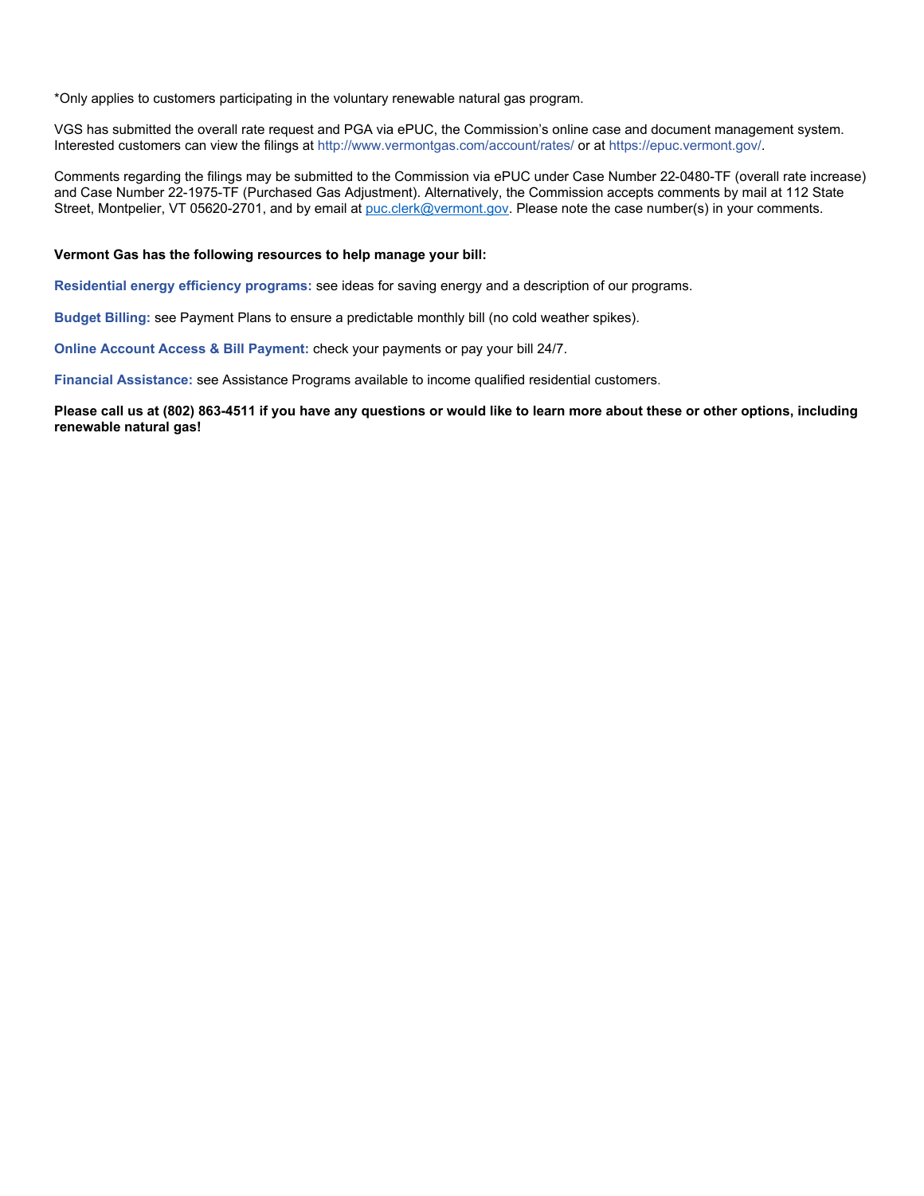*Only applies to customers participating in the voluntary renewable natural gas program.

VGS has submitted the overall rate request and PGA via ePUC, the Commission's online case and document management system. Interested customers can view the filings at http://www.vermontgas.com/account/rates/ or at https://epuc.vermont.gov/.

Comments regarding the filings may be submitted to the Commission via ePUC under Case Number 22-0480-TF (overall rate increase) and Case Number 22-1975-TF (Purchased Gas Adjustment). Alternatively, the Commission accepts comments by mail at 112 State Street, Montpelier, VT 05620-2701, and by email at puc.clerk@vermont.gov. Please note the case number(s) in your comments.

**Vermont Gas has the following resources to help manage your bill:**

**Residential energy efficiency programs:** see ideas for saving energy and a description of our programs.

**Budget Billing:** see Payment Plans to ensure a predictable monthly bill (no cold weather spikes).

**Online Account Access & Bill Payment:** check your payments or pay your bill 24/7.

**Financial Assistance:** see Assistance Programs available to income qualified residential customers.

**Please call us at (802) 863-4511 if you have any questions or would like to learn more about these or other options, including renewable natural gas!**